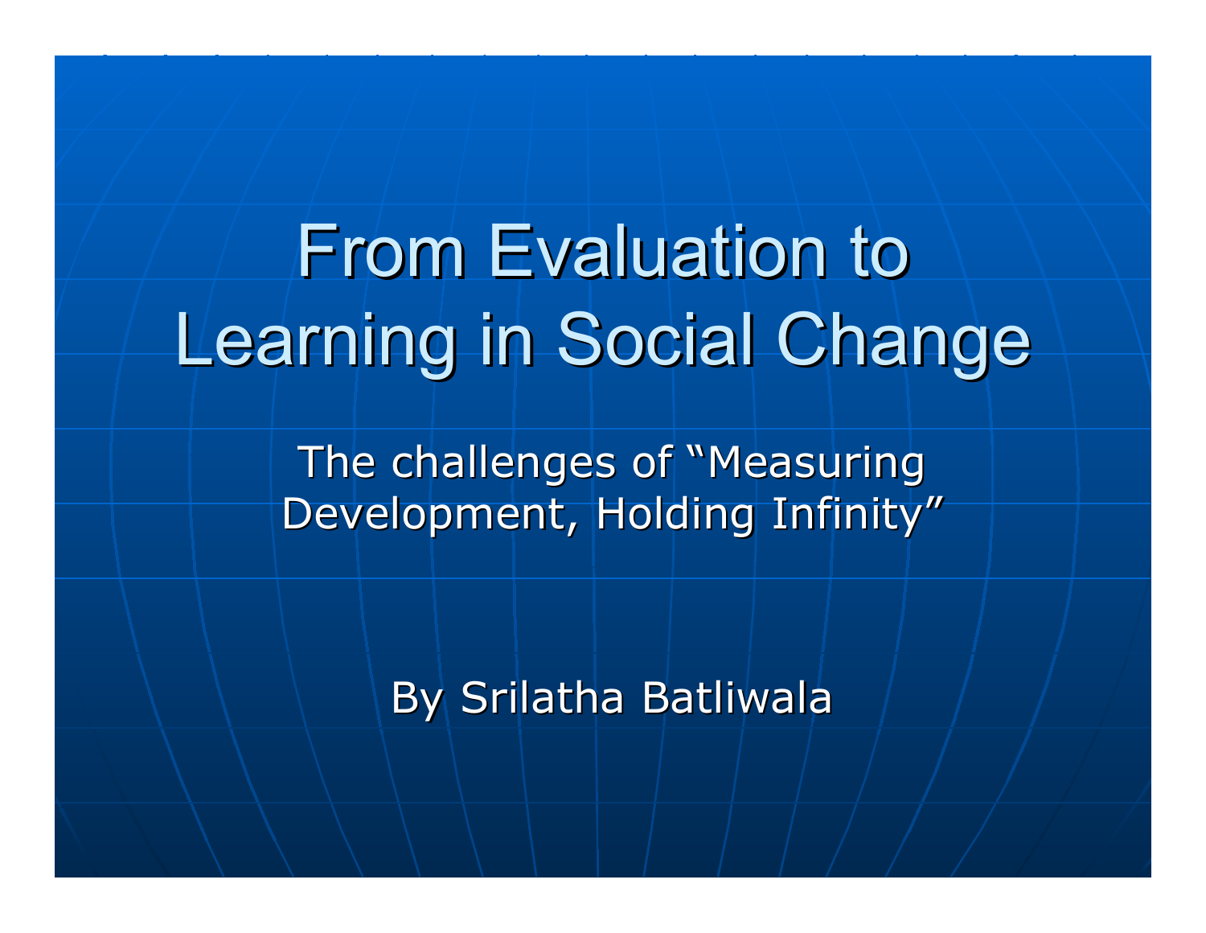# From Evaluation to Learning in Social Change

The challenges of "Measuring Development, Holding Infinity"

By Srilatha Batliwala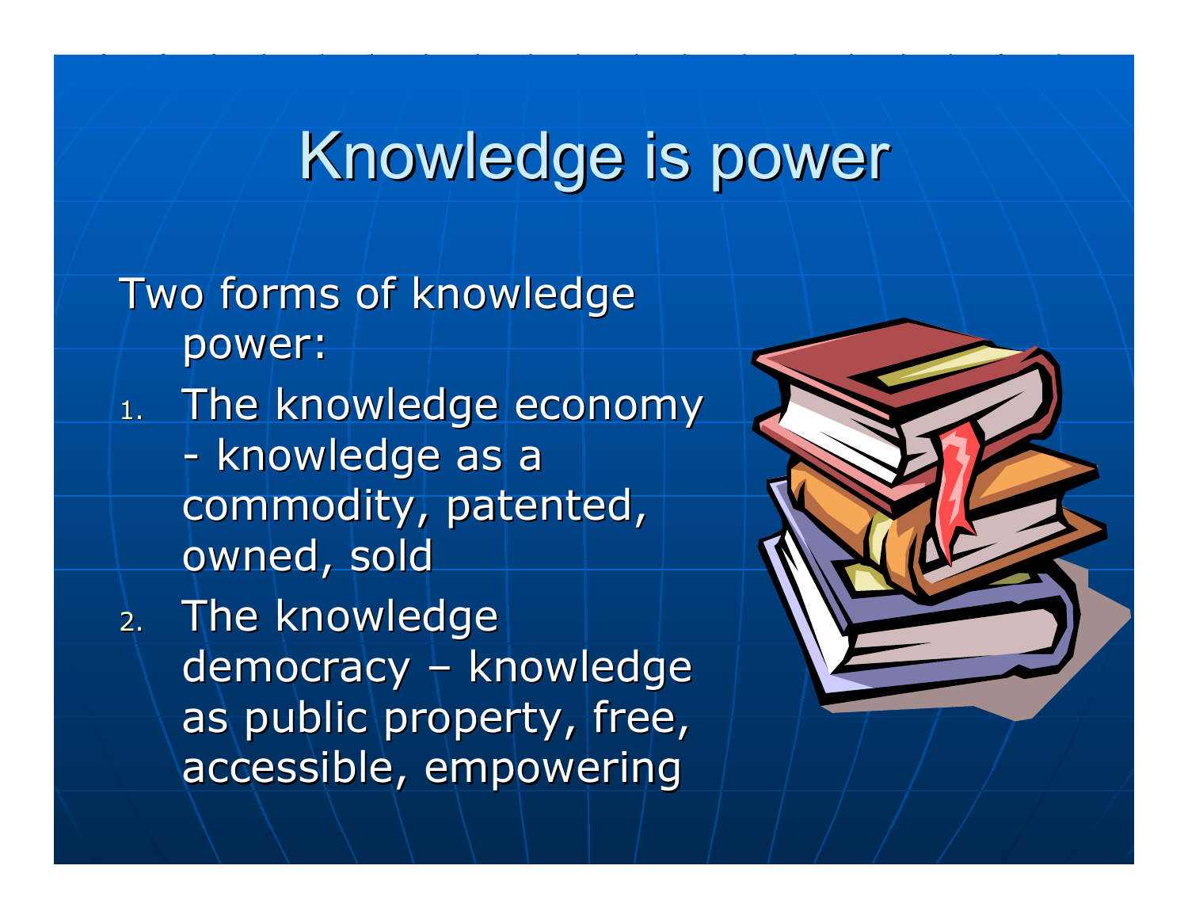# Knowledge is power

Two forms of knowledge power:

1. The knowledge economy - knowledge as a commodity, patented, owned, sold
2. The knowledge democracy – knowledge as public property, free, accessible, empowering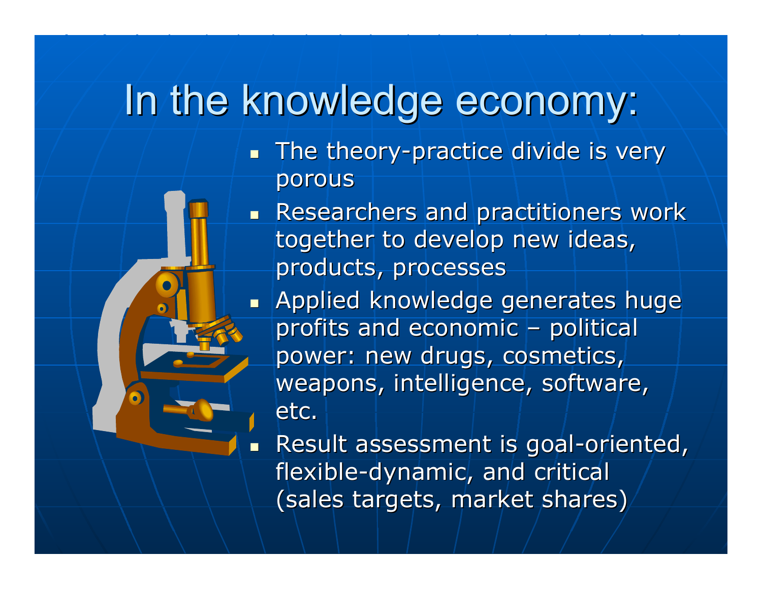# In the knowledge economy:

- The theory-practice divide is very porous
- Researchers and practitioners work together to develop new ideas, products, processes
- Applied knowledge generates huge profits and economic – political power: new drugs, cosmetics, weapons, intelligence, software, etc.
- Result assessment is goal-oriented, flexible-dynamic, and critical (sales targets, market shares)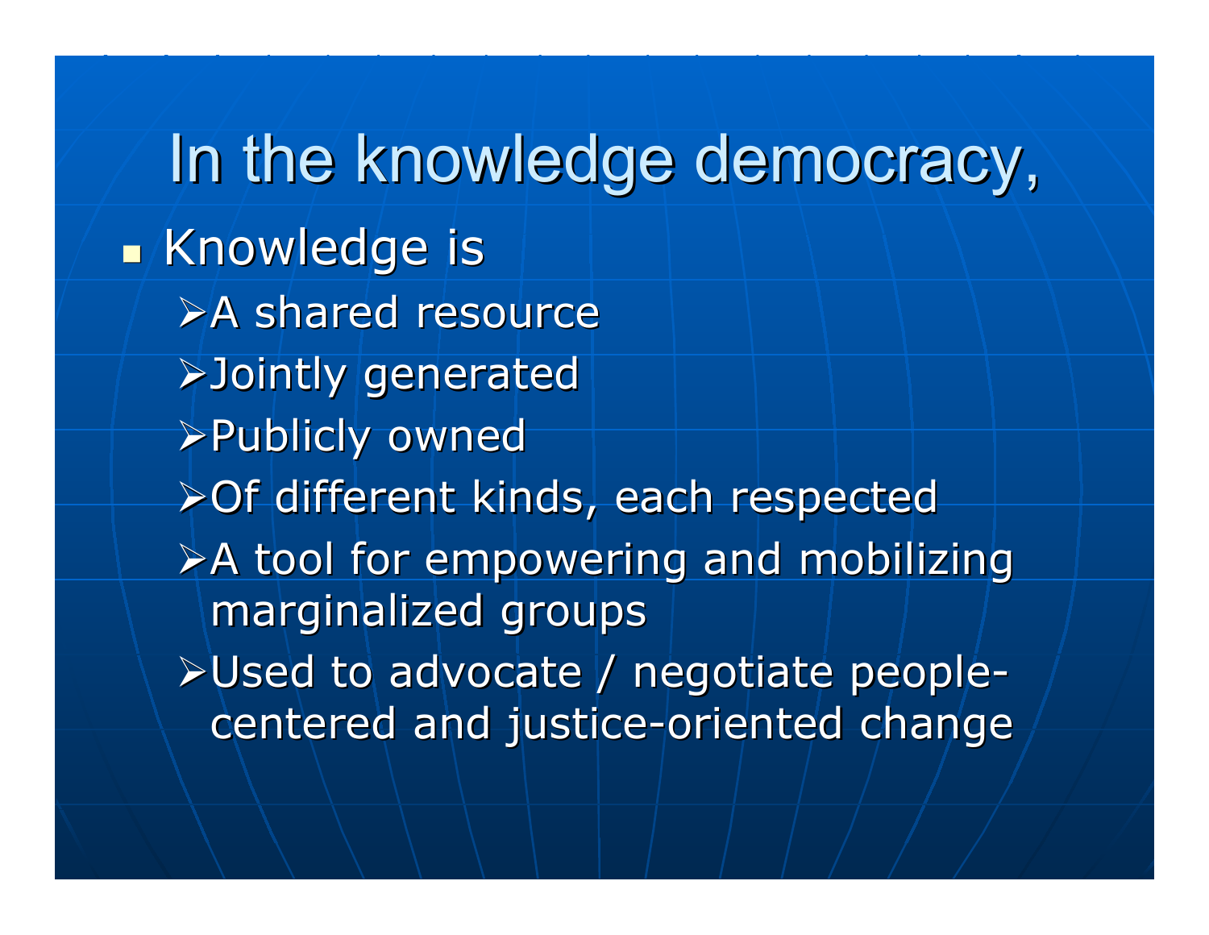# In the knowledge democracy,

- Knowledge is
  - A shared resource
  - Jointly generated
  - Publicly owned
  - Of different kinds, each respected
  - A tool for empowering and mobilizing marginalized groups
  - Used to advocate / negotiate people-centered and justice-oriented change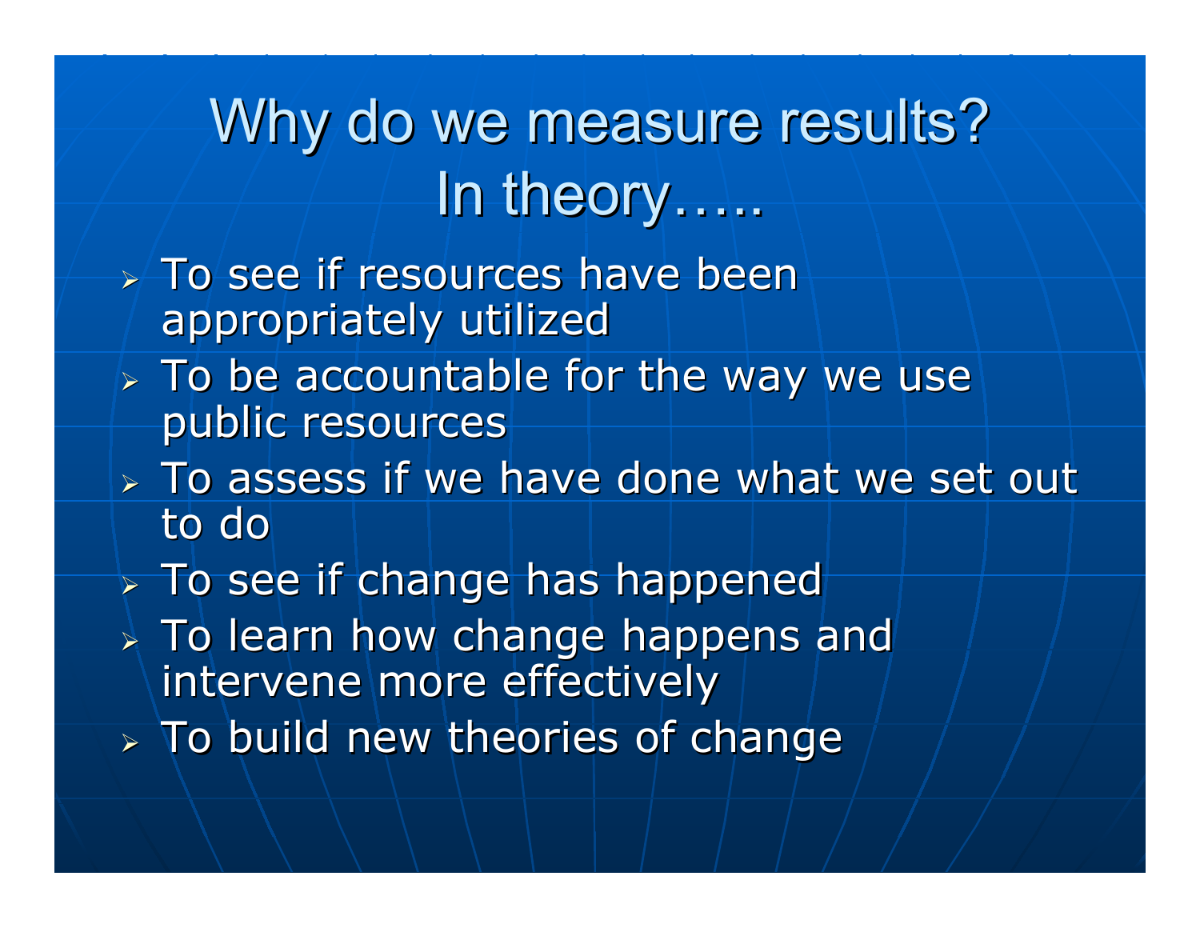# Why do we measure results? In theory…..

- To see if resources have been appropriately utilized
- To be accountable for the way we use public resources
- To assess if we have done what we set out to do
- To see if change has happened
- To learn how change happens and intervene more effectively
- To build new theories of change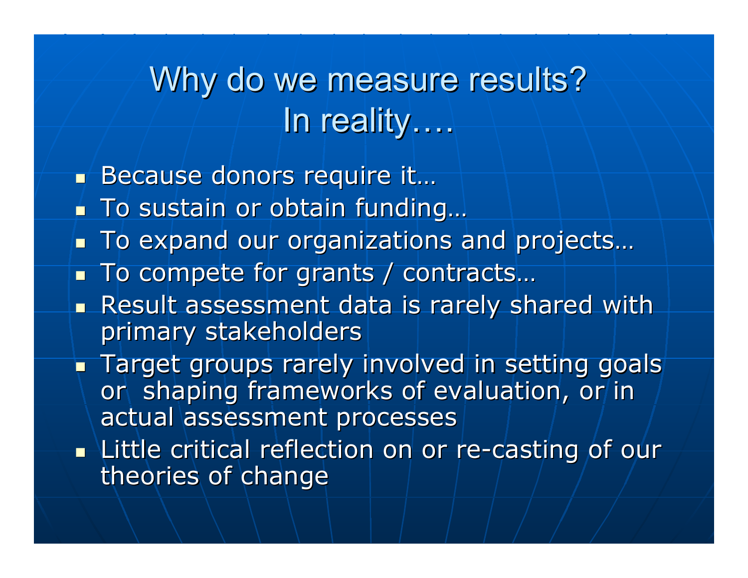# Why do we measure results? In reality….

- Because donors require it…
- To sustain or obtain funding…
- To expand our organizations and projects…
- To compete for grants / contracts…
- Result assessment data is rarely shared with primary stakeholders
- Target groups rarely involved in setting goals or shaping frameworks of evaluation, or in actual assessment processes
- Little critical reflection on or re-casting of our theories of change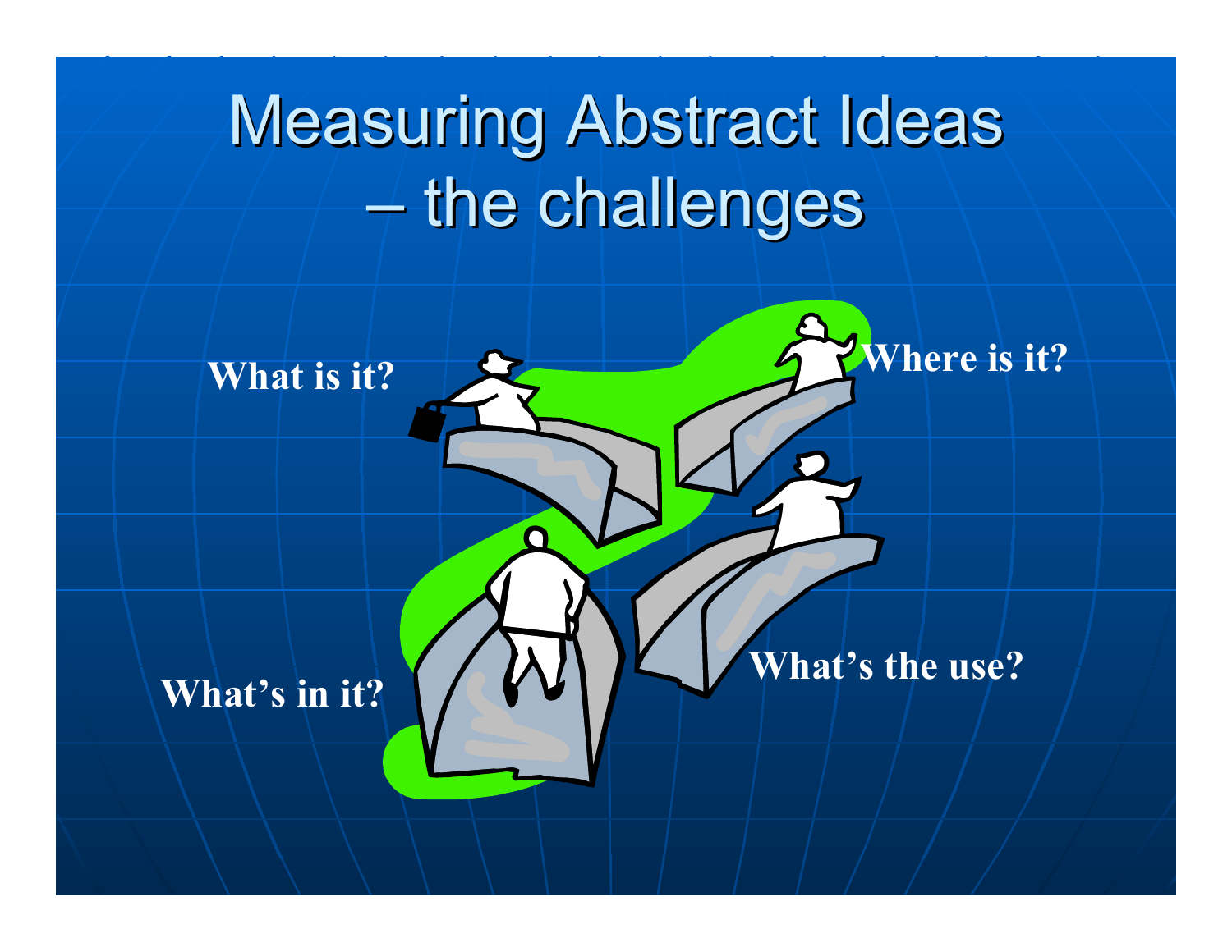# Measuring Abstract Ideas – the challenges

**What is it?**

**Where is it?**

**What's in it?**

**What's the use?**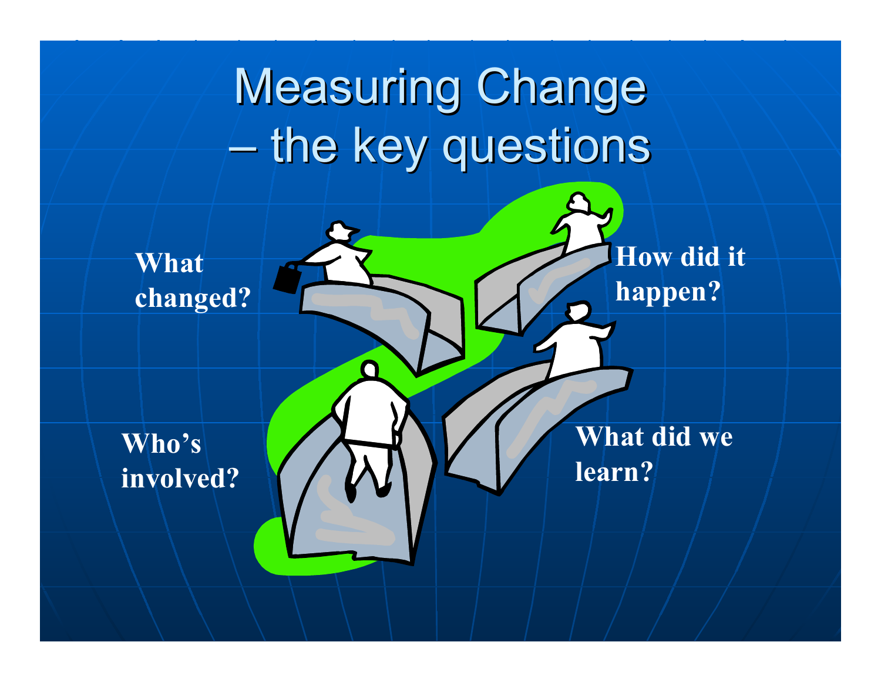# Measuring Change – the key questions

**What changed?**

**How did it happen?**

**Who's involved?**

**What did we learn?**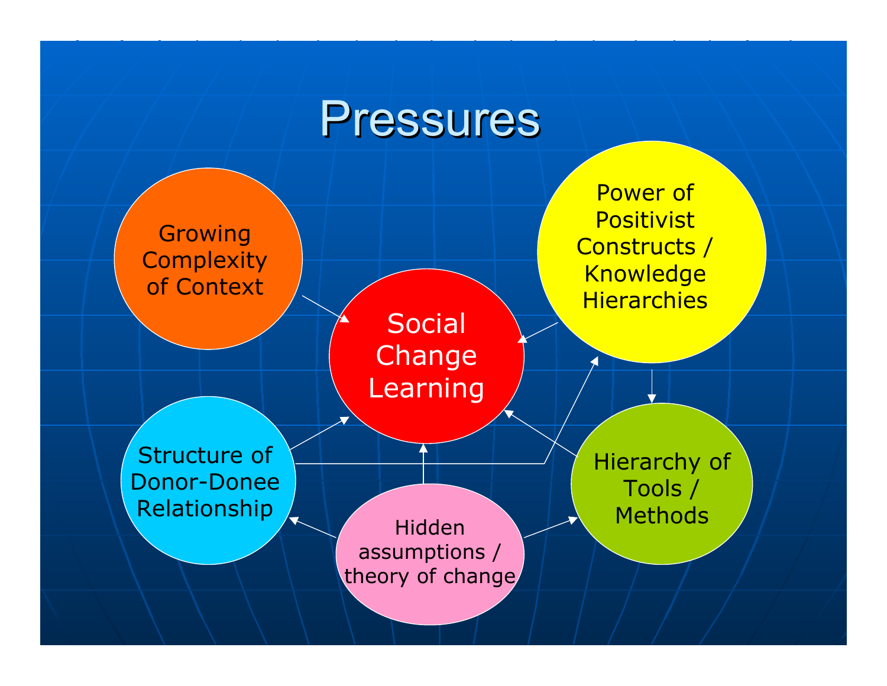# Pressures

Growing Complexity of Context

Social Change Learning

Power of Positivist Constructs / Knowledge Hierarchies

Structure of Donor-Donee Relationship

Hierarchy of Tools / Methods

Hidden assumptions / theory of change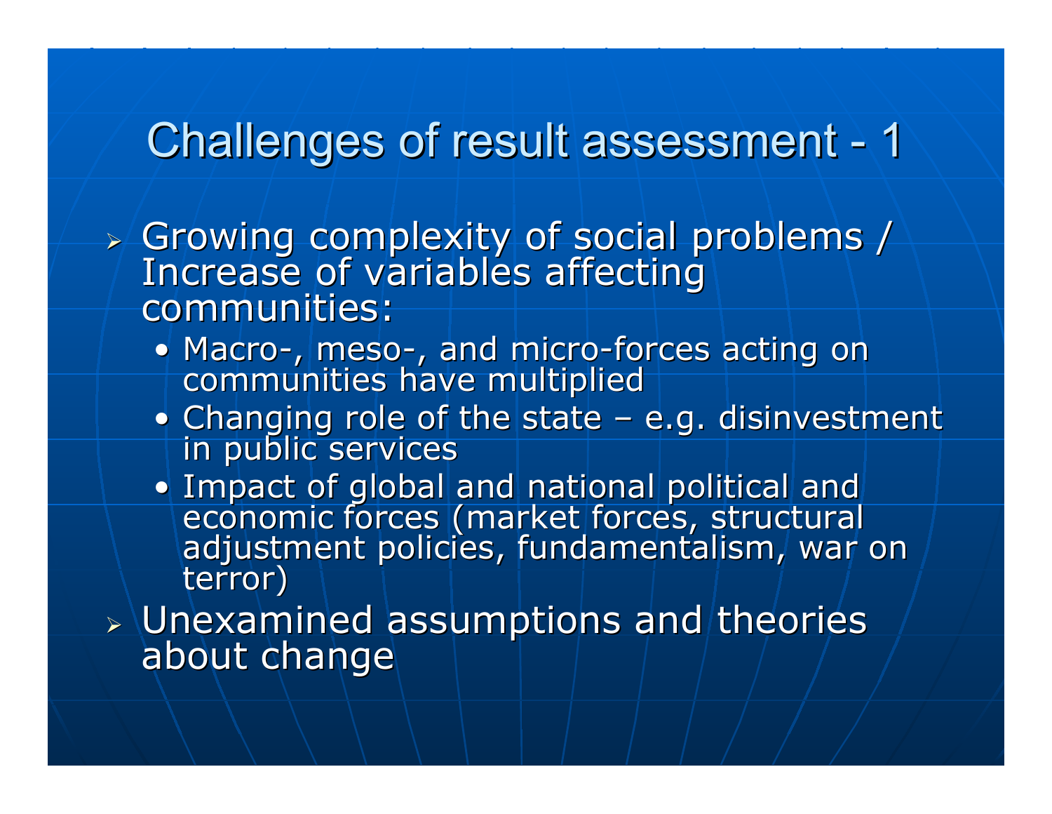# Challenges of result assessment - 1

- Growing complexity of social problems / Increase of variables affecting communities:
  - Macro-, meso-, and micro-forces acting on communities have multiplied
  - Changing role of the state – e.g. disinvestment in public services
  - Impact of global and national political and economic forces (market forces, structural adjustment policies, fundamentalism, war on terror)
- Unexamined assumptions and theories about change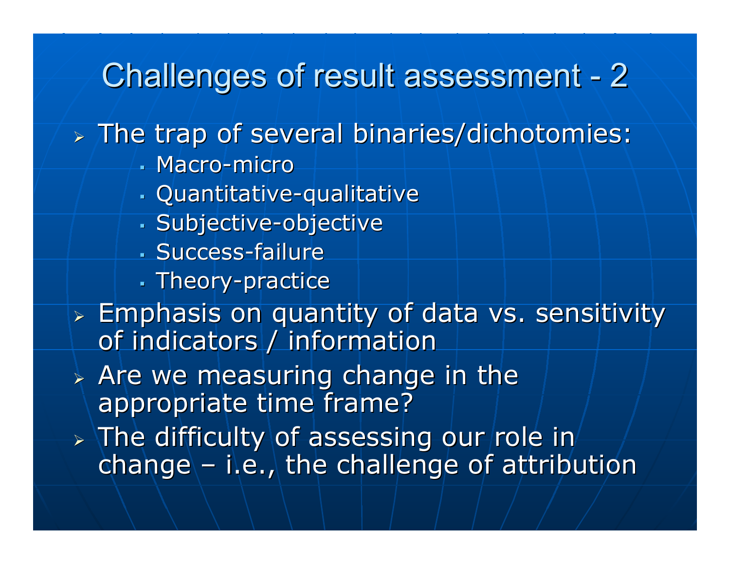# Challenges of result assessment - 2

- The trap of several binaries/dichotomies:
  - Macro-micro
  - Quantitative-qualitative
  - Subjective-objective
  - Success-failure
  - Theory-practice
- Emphasis on quantity of data vs. sensitivity of indicators / information
- Are we measuring change in the appropriate time frame?
- The difficulty of assessing our role in change – i.e., the challenge of attribution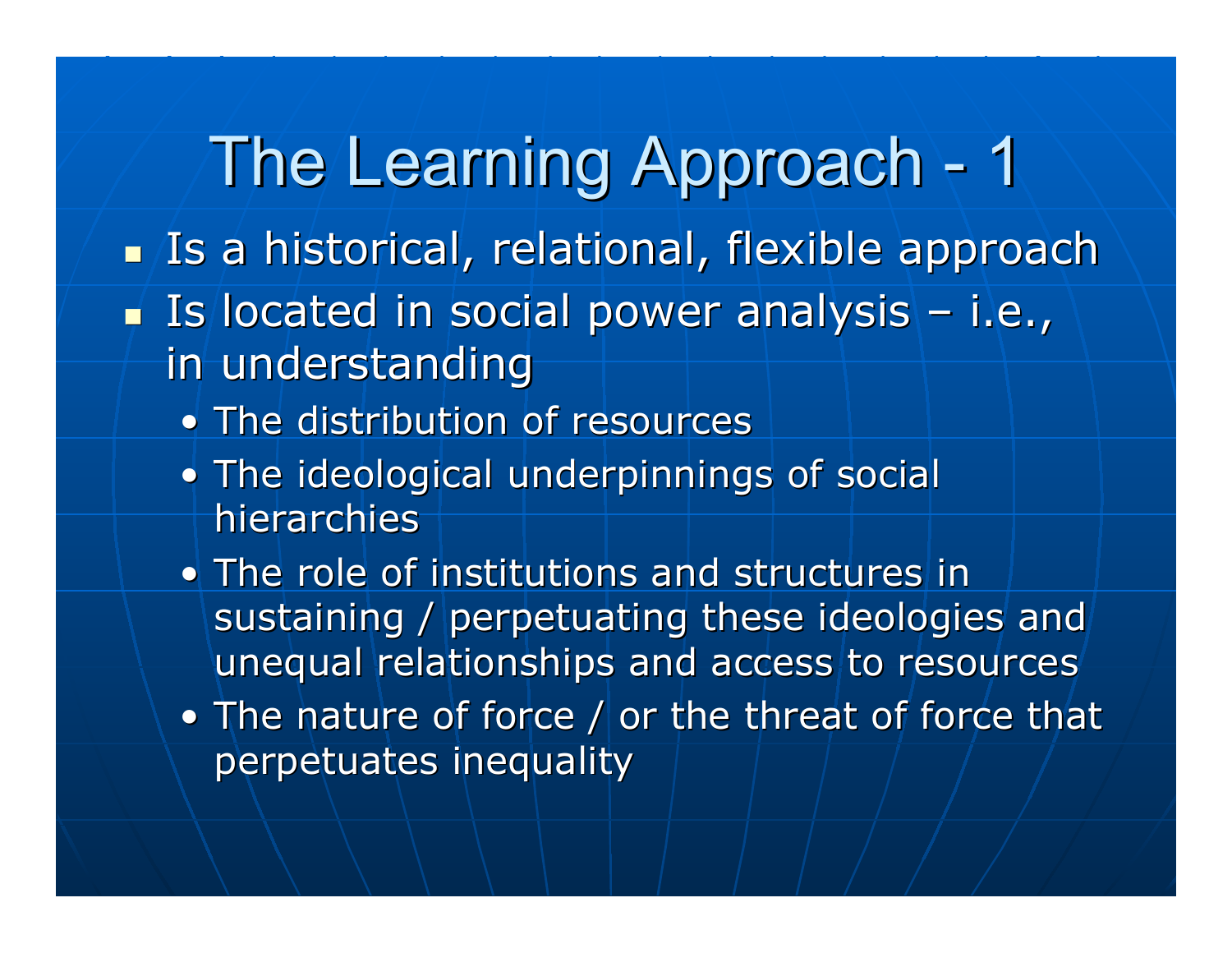# The Learning Approach - 1

- Is a historical, relational, flexible approach
- Is located in social power analysis – i.e., in understanding
  - The distribution of resources
  - The ideological underpinnings of social hierarchies
  - The role of institutions and structures in sustaining / perpetuating these ideologies and unequal relationships and access to resources
  - The nature of force / or the threat of force that perpetuates inequality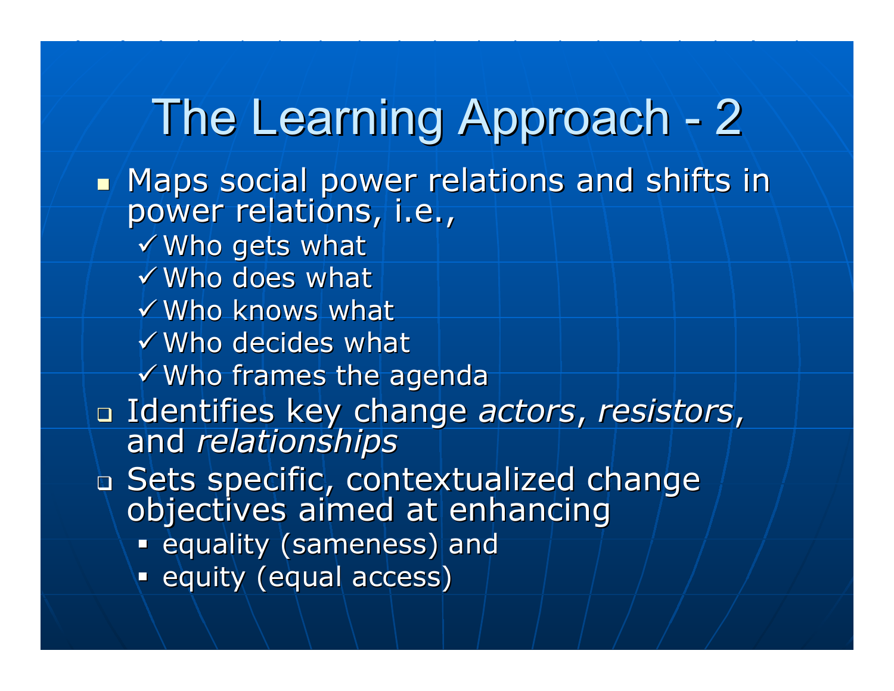# The Learning Approach - 2

- Maps social power relations and shifts in power relations, i.e.,
  - ✓ Who gets what
  - ✓ Who does what
  - ✓ Who knows what
  - ✓ Who decides what
  - ✓ Who frames the agenda
- Identifies key change *actors*, *resistors*, and *relationships*
- Sets specific, contextualized change objectives aimed at enhancing
  - equality (sameness) and
  - equity (equal access)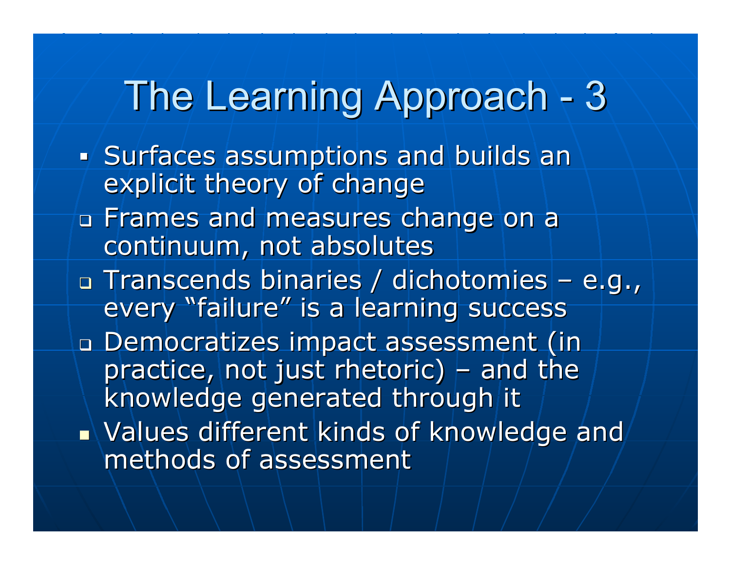# The Learning Approach - 3

- Surfaces assumptions and builds an explicit theory of change
- Frames and measures change on a continuum, not absolutes
- Transcends binaries / dichotomies – e.g., every "failure" is a learning success
- Democratizes impact assessment (in practice, not just rhetoric) – and the knowledge generated through it
- Values different kinds of knowledge and methods of assessment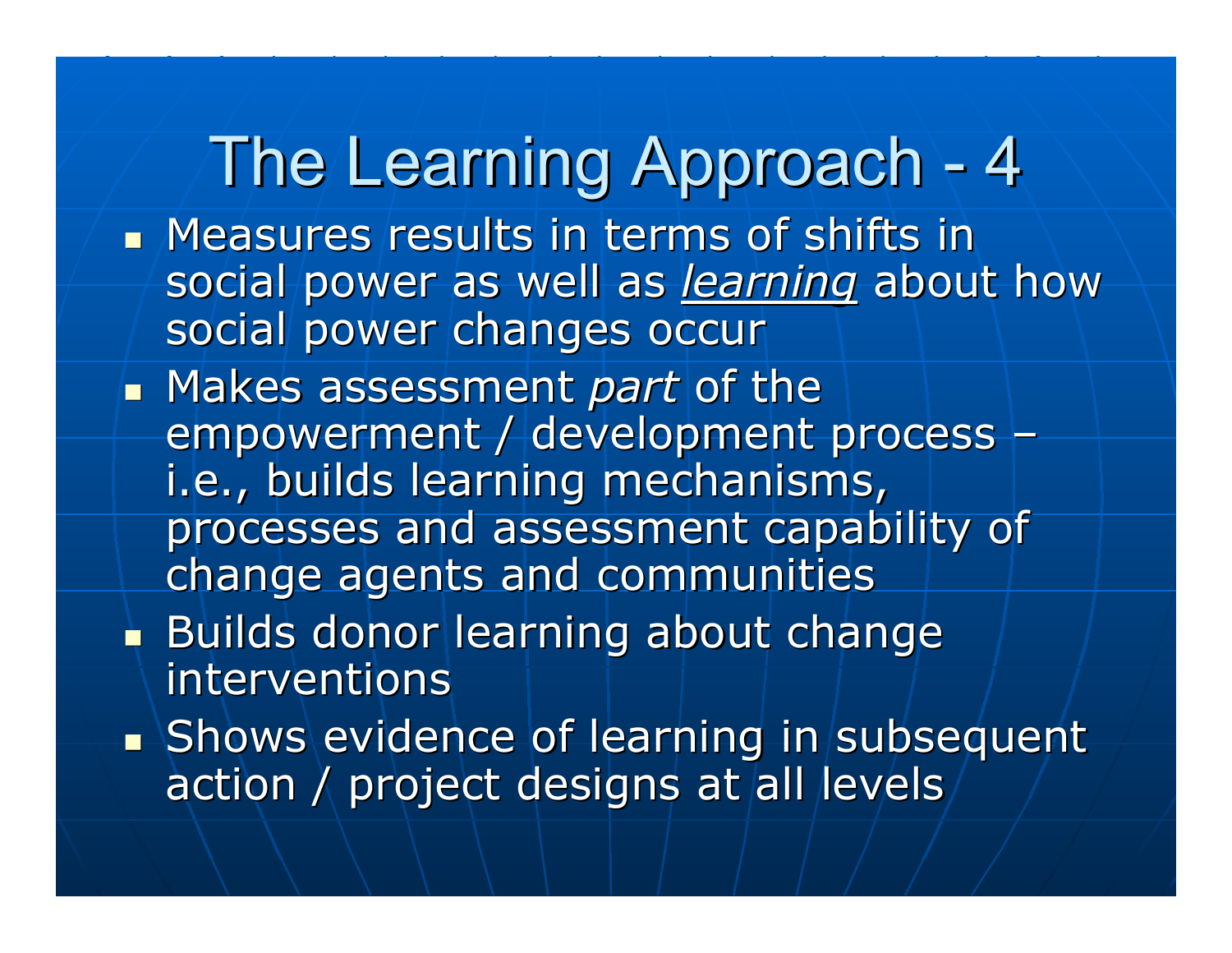# The Learning Approach - 4

- Measures results in terms of shifts in social power as well as <u>*learning*</u> about how social power changes occur
- Makes assessment *part* of the empowerment / development process – i.e., builds learning mechanisms, processes and assessment capability of change agents and communities
- Builds donor learning about change interventions
- Shows evidence of learning in subsequent action / project designs at all levels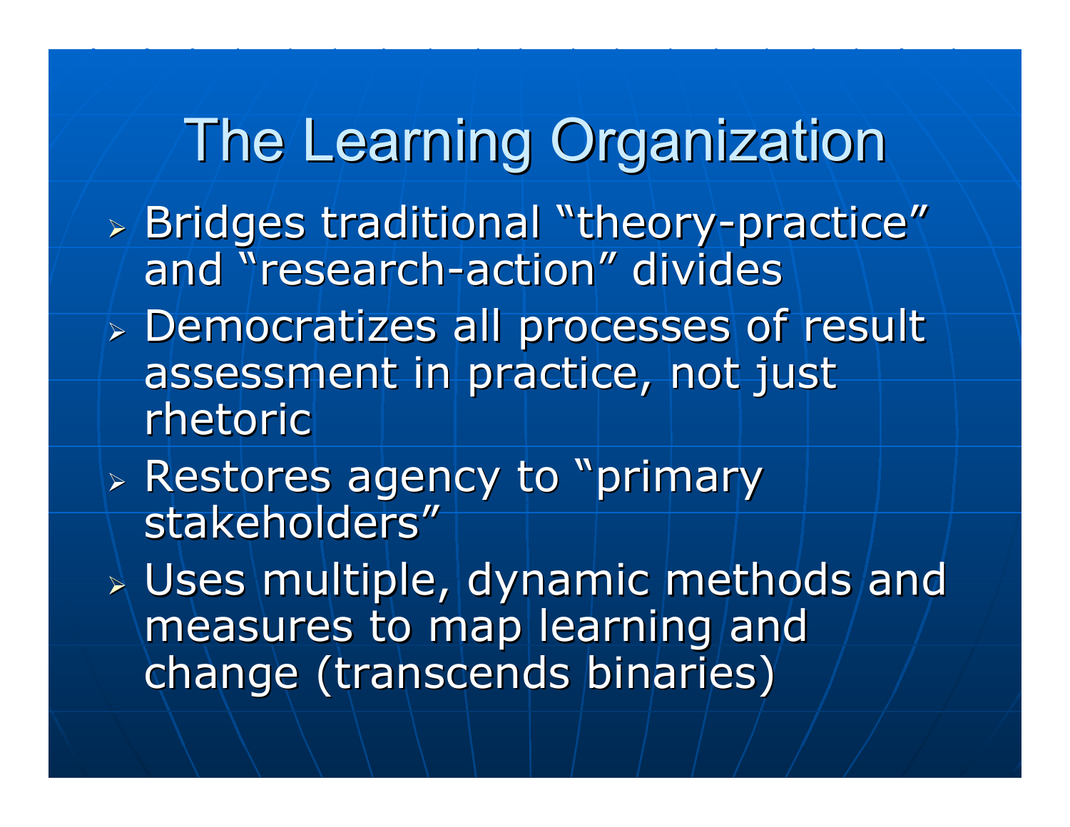# The Learning Organization

- Bridges traditional “theory-practice” and “research-action” divides
- Democratizes all processes of result assessment in practice, not just rhetoric
- Restores agency to “primary stakeholders”
- Uses multiple, dynamic methods and measures to map learning and change (transcends binaries)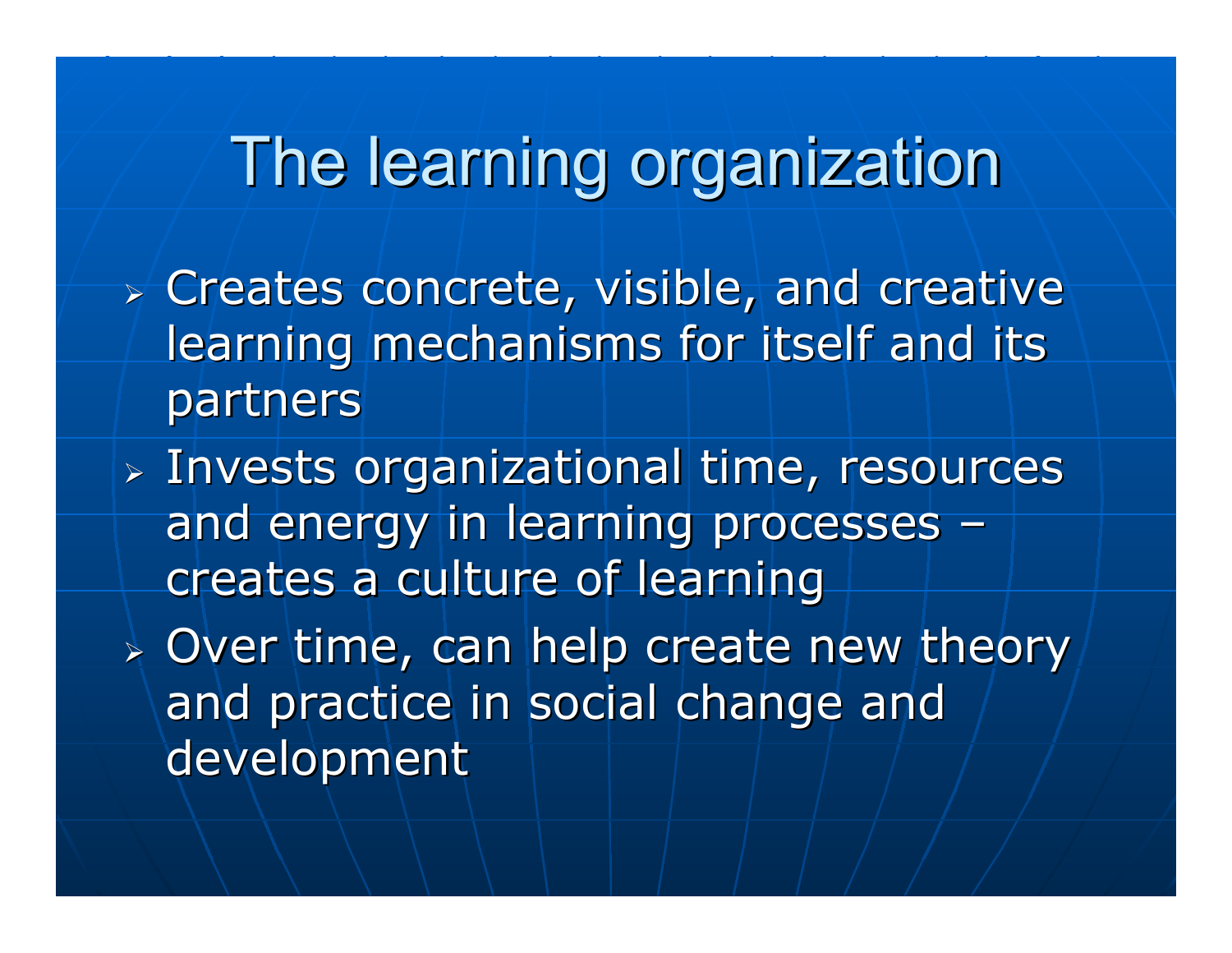# The learning organization

- Creates concrete, visible, and creative learning mechanisms for itself and its partners
- Invests organizational time, resources and energy in learning processes – creates a culture of learning
- Over time, can help create new theory and practice in social change and development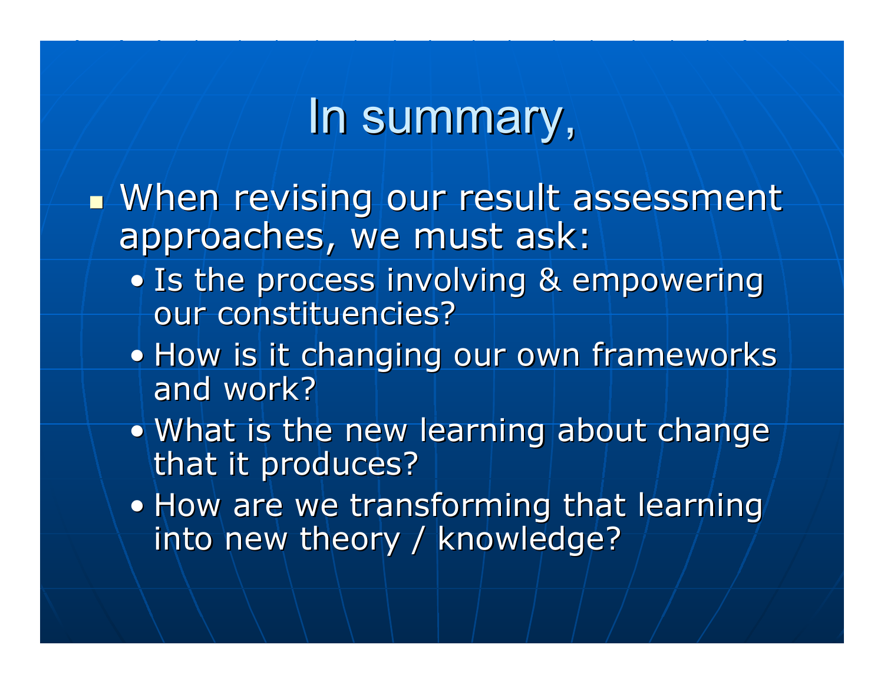# In summary,

- When revising our result assessment approaches, we must ask:
  - Is the process involving & empowering our constituencies?
  - How is it changing our own frameworks and work?
  - What is the new learning about change that it produces?
  - How are we transforming that learning into new theory / knowledge?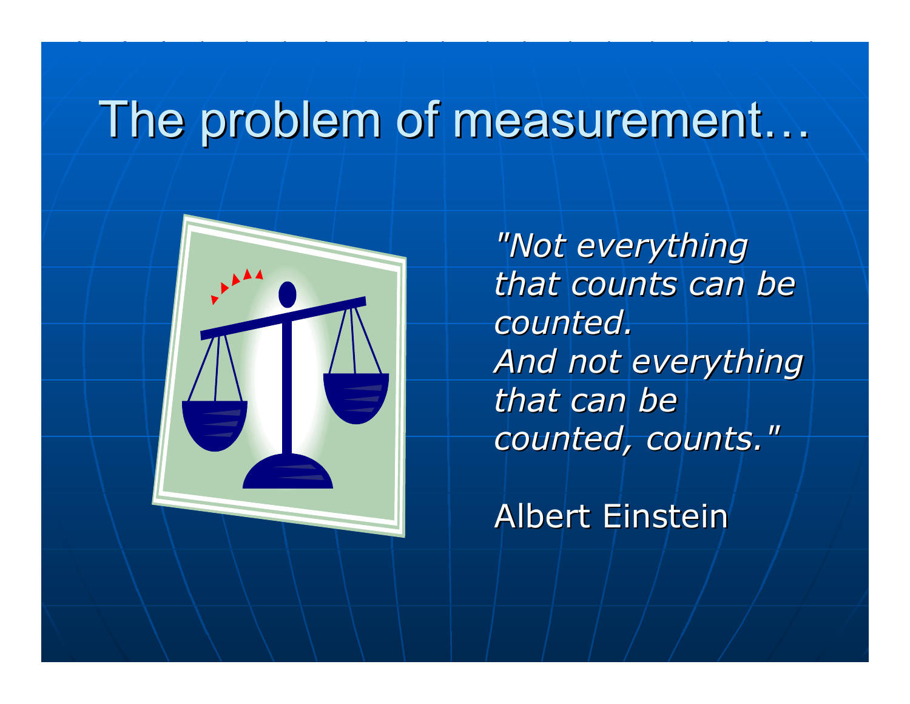# The problem of measurement…

*"Not everything that counts can be counted. And not everything that can be counted, counts."*

Albert Einstein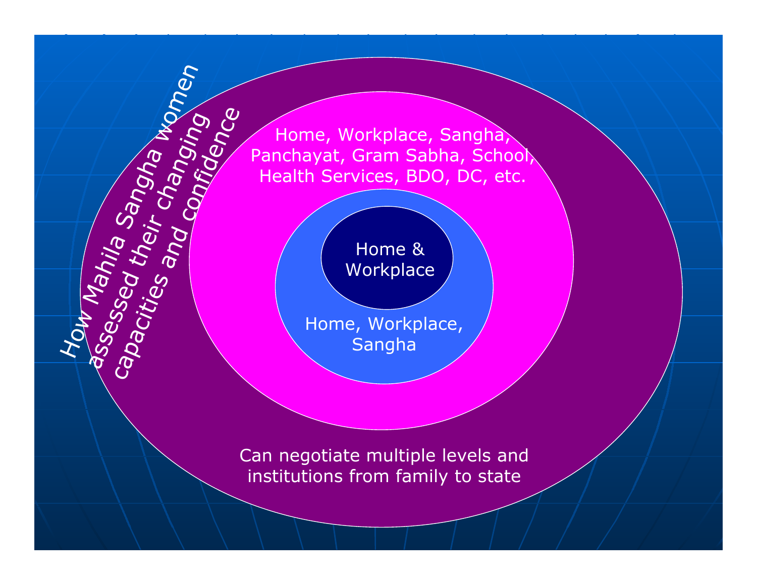# How Mahila Sangha women assessed their changing capacities and confidence

- Home & Workplace
- Home, Workplace, Sangha
- Home, Workplace, Sangha, Panchayat, Gram Sabha, School, Health Services, BDO, DC, etc.
- Can negotiate multiple levels and institutions from family to state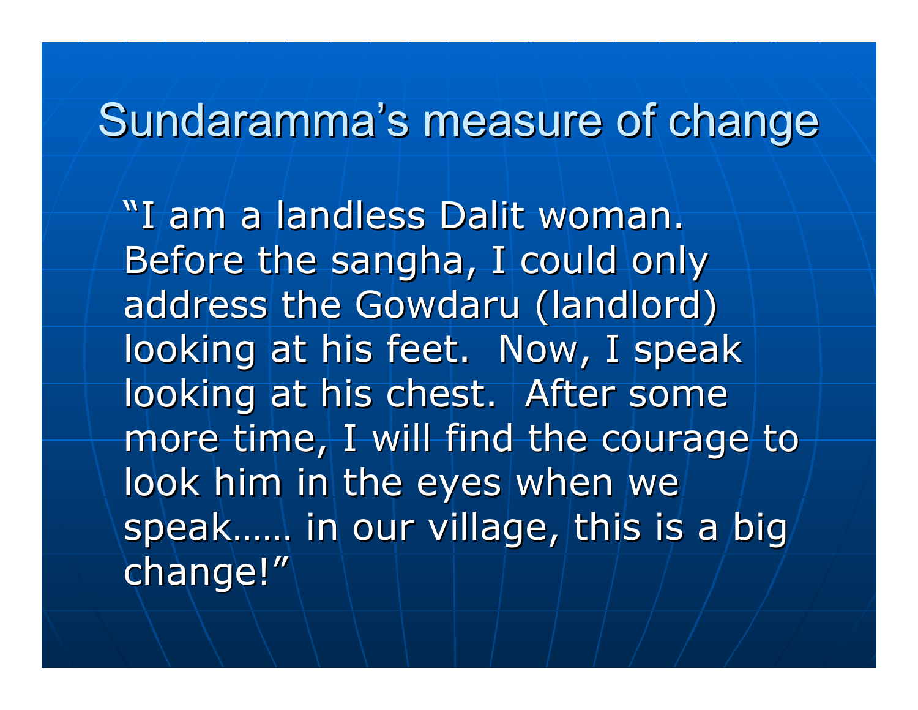# Sundaramma's measure of change

"I am a landless Dalit woman. Before the sangha, I could only address the Gowdaru (landlord) looking at his feet. Now, I speak looking at his chest. After some more time, I will find the courage to look him in the eyes when we speak…… in our village, this is a big change!"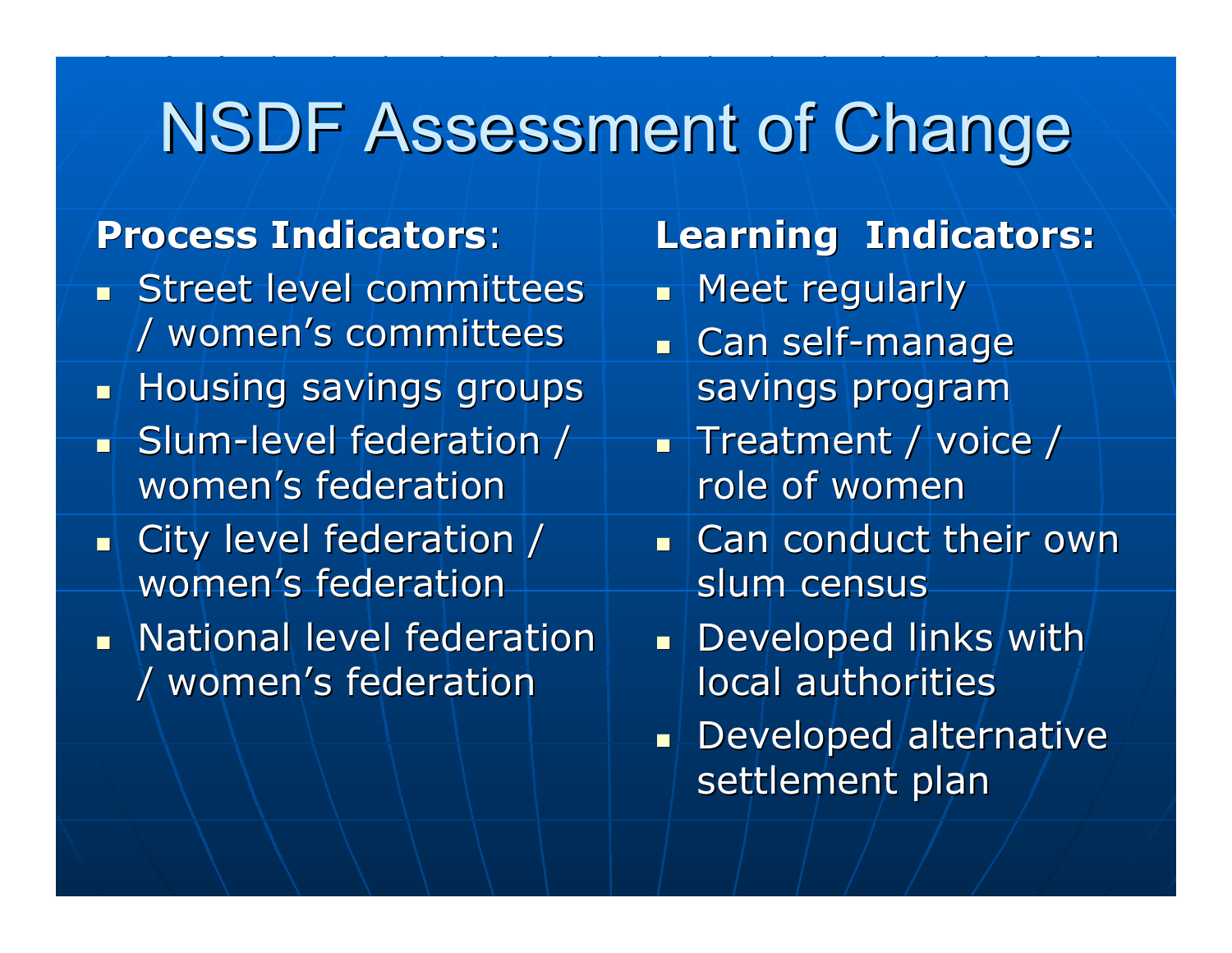# NSDF Assessment of Change

**Process Indicators**:

- Street level committees / women's committees
- Housing savings groups
- Slum-level federation / women's federation
- City level federation / women's federation
- National level federation / women's federation

**Learning Indicators:**

- Meet regularly
- Can self-manage savings program
- Treatment / voice / role of women
- Can conduct their own slum census
- Developed links with local authorities
- Developed alternative settlement plan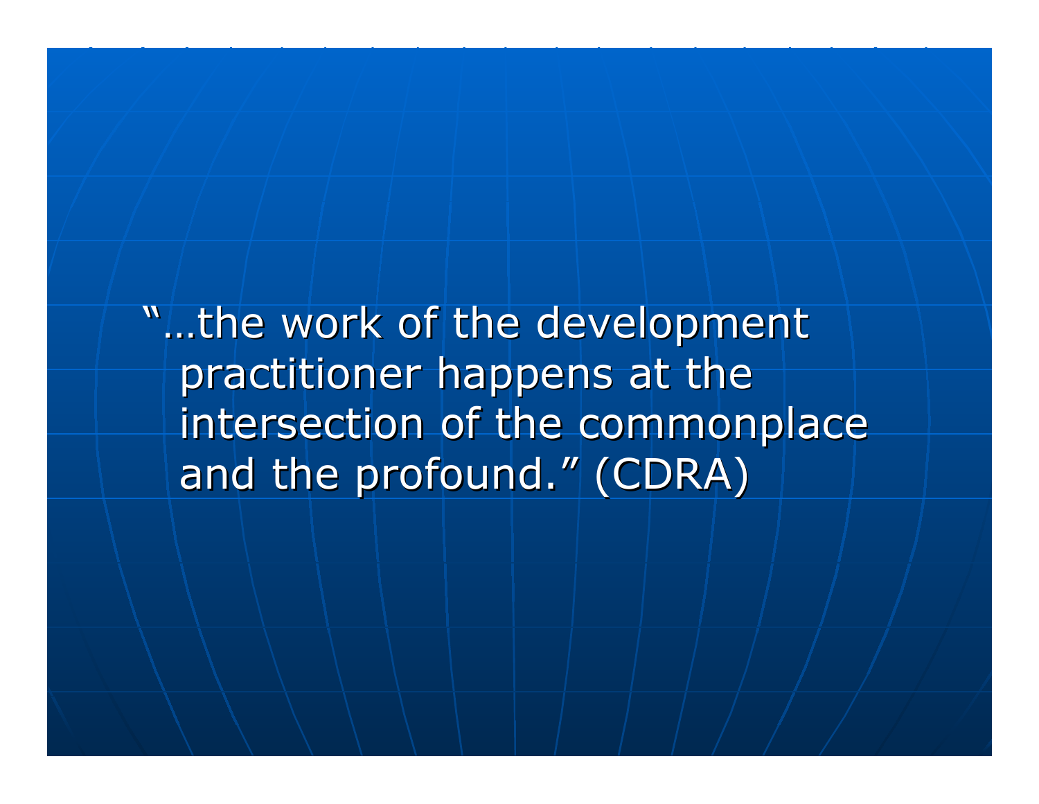"…the work of the development practitioner happens at the intersection of the commonplace and the profound." (CDRA)